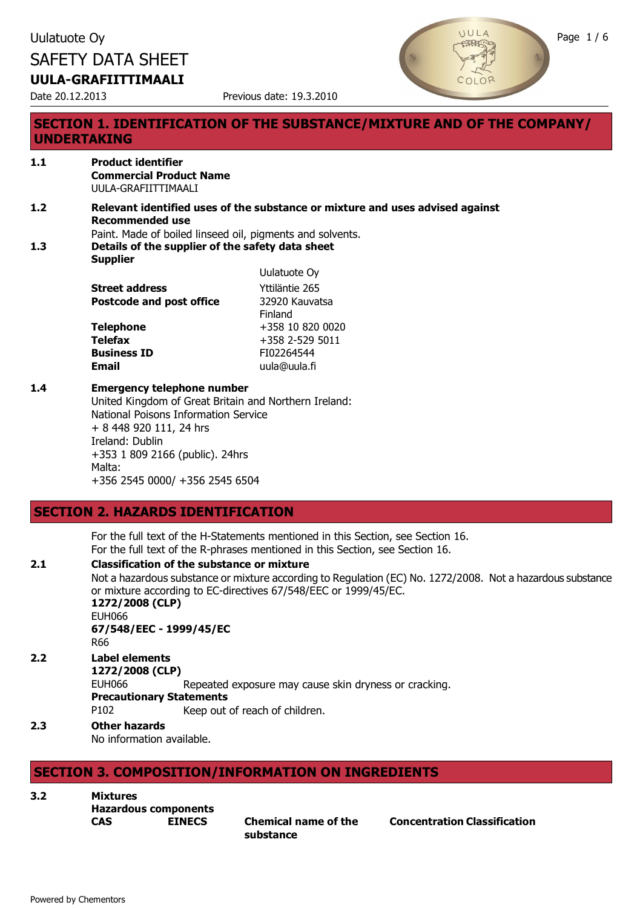Uulatuote Oy

SAFETY DATA SHEET

**UULA-GRAFIITTIMAALI**

Date 20.12.2013 Previous date: 19.3.2010

## SECTION 1. IDENTIFICATION OF THE SUBSTANCE/MIXTURE AND OF THE COMPANY/ UNDERTAKING

**1.1 Product identifier**

**Commercial Product Name**

UULA-GRAFIITTIMAALI

**1.2 Relevant identified uses of the substance or mixture and uses advised against**

**Recommended use**

Paint. Made of boiled linseed oil, pigments and solvents.

**1.3 Details of the supplier of the safety data sheet**

**Supplier**

| | |
|---|---|
| | Uulatuote Oy |
| **Street address** | Yttiläntie 265 |
| **Postcode and post office** | 32920 Kauvatsa<br>Finland |
| **Telephone** | +358 10 820 0020 |
| **Telefax** | +358 2-529 5011 |
| **Business ID** | FI02264544 |
| **Email** | uula@uula.fi |

**1.4 Emergency telephone number**

United Kingdom of Great Britain and Northern Ireland:
National Poisons Information Service
+ 8 448 920 111, 24 hrs
Ireland: Dublin
+353 1 809 2166 (public). 24hrs
Malta:
+356 2545 0000/ +356 2545 6504

## SECTION 2. HAZARDS IDENTIFICATION

For the full text of the H-Statements mentioned in this Section, see Section 16.
For the full text of the R-phrases mentioned in this Section, see Section 16.

**2.1 Classification of the substance or mixture**

Not a hazardous substance or mixture according to Regulation (EC) No. 1272/2008. Not a hazardous substance or mixture according to EC-directives 67/548/EEC or 1999/45/EC.

**1272/2008 (CLP)**

EUH066

**67/548/EEC - 1999/45/EC**

R66

**2.2 Label elements**

**1272/2008 (CLP)**

EUH066 Repeated exposure may cause skin dryness or cracking.

**Precautionary Statements**

P102 Keep out of reach of children.

**2.3 Other hazards**

No information available.

## SECTION 3. COMPOSITION/INFORMATION ON INGREDIENTS

**3.2 Mixtures**

**Hazardous components**

| CAS | EINECS | Chemical name of the substance | Concentration | Classification |
|---|---|---|---|---|

Powered by Chementors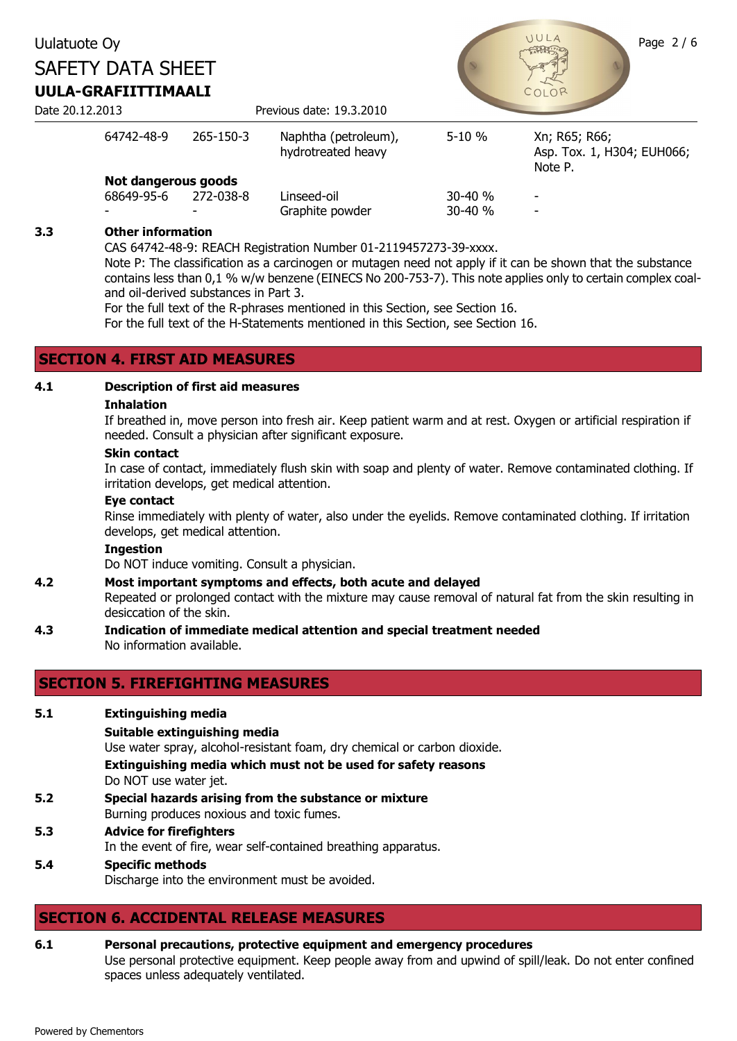| 64742-48-9 | 265-150-3 | Naphtha (petroleum), hydrotreated heavy | 5-10 % | Xn; R65; R66; Asp. Tox. 1, H304; EUH066; Note P. |
|---|---|---|---|---|
| **Not dangerous goods** | | | | |
| 68649-95-6 | 272-038-8 | Linseed-oil | 30-40 % | - |
| - | - | Graphite powder | 30-40 % | - |

**3.3 Other information**

CAS 64742-48-9: REACH Registration Number 01-2119457273-39-xxxx.

Note P: The classification as a carcinogen or mutagen need not apply if it can be shown that the substance contains less than 0,1 % w/w benzene (EINECS No 200-753-7). This note applies only to certain complex coal- and oil-derived substances in Part 3.

For the full text of the R-phrases mentioned in this Section, see Section 16.

For the full text of the H-Statements mentioned in this Section, see Section 16.

## SECTION 4. FIRST AID MEASURES

**4.1 Description of first aid measures**

**Inhalation**

If breathed in, move person into fresh air. Keep patient warm and at rest. Oxygen or artificial respiration if needed. Consult a physician after significant exposure.

**Skin contact**

In case of contact, immediately flush skin with soap and plenty of water. Remove contaminated clothing. If irritation develops, get medical attention.

**Eye contact**

Rinse immediately with plenty of water, also under the eyelids. Remove contaminated clothing. If irritation develops, get medical attention.

**Ingestion**

Do NOT induce vomiting. Consult a physician.

**4.2 Most important symptoms and effects, both acute and delayed**

Repeated or prolonged contact with the mixture may cause removal of natural fat from the skin resulting in desiccation of the skin.

**4.3 Indication of immediate medical attention and special treatment needed**

No information available.

## SECTION 5. FIREFIGHTING MEASURES

**5.1 Extinguishing media**

**Suitable extinguishing media**

Use water spray, alcohol-resistant foam, dry chemical or carbon dioxide.

**Extinguishing media which must not be used for safety reasons**

Do NOT use water jet.

**5.2 Special hazards arising from the substance or mixture**

Burning produces noxious and toxic fumes.

**5.3 Advice for firefighters**

In the event of fire, wear self-contained breathing apparatus.

**5.4 Specific methods**

Discharge into the environment must be avoided.

## SECTION 6. ACCIDENTAL RELEASE MEASURES

**6.1 Personal precautions, protective equipment and emergency procedures**

Use personal protective equipment. Keep people away from and upwind of spill/leak. Do not enter confined spaces unless adequately ventilated.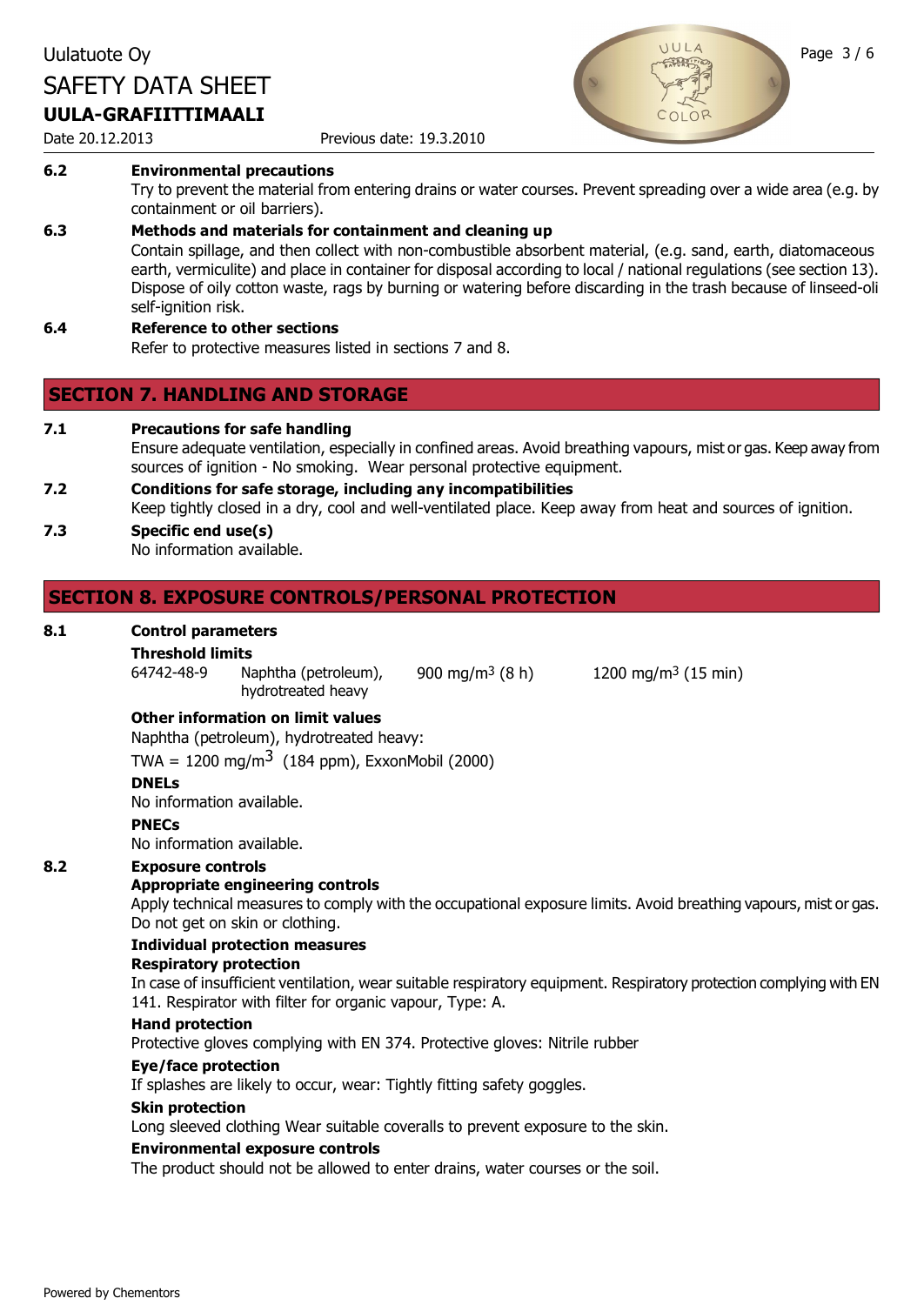**6.2 Environmental precautions**

Try to prevent the material from entering drains or water courses. Prevent spreading over a wide area (e.g. by containment or oil barriers).

**6.3 Methods and materials for containment and cleaning up**

Contain spillage, and then collect with non-combustible absorbent material, (e.g. sand, earth, diatomaceous earth, vermiculite) and place in container for disposal according to local / national regulations (see section 13). Dispose of oily cotton waste, rags by burning or watering before discarding in the trash because of linseed-oli self-ignition risk.

**6.4 Reference to other sections**

Refer to protective measures listed in sections 7 and 8.

## SECTION 7. HANDLING AND STORAGE

**7.1 Precautions for safe handling**

Ensure adequate ventilation, especially in confined areas. Avoid breathing vapours, mist or gas. Keep away from sources of ignition - No smoking. Wear personal protective equipment.

**7.2 Conditions for safe storage, including any incompatibilities**

Keep tightly closed in a dry, cool and well-ventilated place. Keep away from heat and sources of ignition.

**7.3 Specific end use(s)**

No information available.

## SECTION 8. EXPOSURE CONTROLS/PERSONAL PROTECTION

**8.1 Control parameters**

**Threshold limits**

| | | | |
|---|---|---|---|
| 64742-48-9 | Naphtha (petroleum), hydrotreated heavy | 900 mg/m$^3$ (8 h) | 1200 mg/m$^3$ (15 min) |

**Other information on limit values**

Naphtha (petroleum), hydrotreated heavy:

TWA = 1200 mg/m$^3$ (184 ppm), ExxonMobil (2000)

**DNELs**

No information available.

**PNECs**

No information available.

**8.2 Exposure controls**

**Appropriate engineering controls**

Apply technical measures to comply with the occupational exposure limits. Avoid breathing vapours, mist or gas. Do not get on skin or clothing.

**Individual protection measures**

**Respiratory protection**

In case of insufficient ventilation, wear suitable respiratory equipment. Respiratory protection complying with EN 141. Respirator with filter for organic vapour, Type: A.

**Hand protection**

Protective gloves complying with EN 374. Protective gloves: Nitrile rubber

**Eye/face protection**

If splashes are likely to occur, wear: Tightly fitting safety goggles.

**Skin protection**

Long sleeved clothing Wear suitable coveralls to prevent exposure to the skin.

**Environmental exposure controls**

The product should not be allowed to enter drains, water courses or the soil.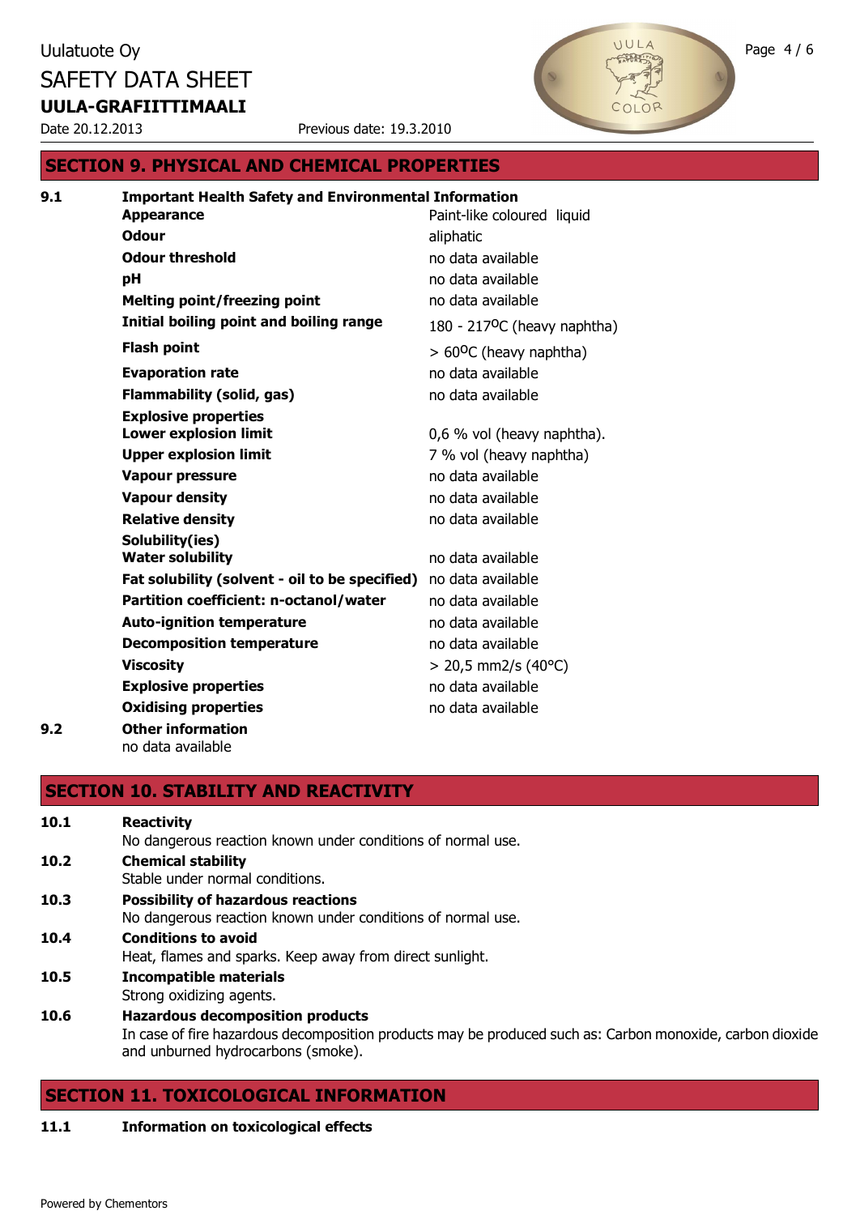## SECTION 9. PHYSICAL AND CHEMICAL PROPERTIES

**9.1 Important Health Safety and Environmental Information**

| Property | Value |
|---|---|
| **Appearance** | Paint-like coloured liquid |
| **Odour** | aliphatic |
| **Odour threshold** | no data available |
| **pH** | no data available |
| **Melting point/freezing point** | no data available |
| **Initial boiling point and boiling range** | 180 - 217$^{o}$C (heavy naphtha) |
| **Flash point** | > 60$^{o}$C (heavy naphtha) |
| **Evaporation rate** | no data available |
| **Flammability (solid, gas)** | no data available |
| **Explosive properties** | |
| **Lower explosion limit** | 0,6 % vol (heavy naphtha). |
| **Upper explosion limit** | 7 % vol (heavy naphtha) |
| **Vapour pressure** | no data available |
| **Vapour density** | no data available |
| **Relative density** | no data available |
| **Solubility(ies)** | |
| **Water solubility** | no data available |
| **Fat solubility (solvent - oil to be specified)** | no data available |
| **Partition coefficient: n-octanol/water** | no data available |
| **Auto-ignition temperature** | no data available |
| **Decomposition temperature** | no data available |
| **Viscosity** | > 20,5 mm2/s (40°C) |
| **Explosive properties** | no data available |
| **Oxidising properties** | no data available |

**9.2 Other information**

no data available

## SECTION 10. STABILITY AND REACTIVITY

**10.1 Reactivity**

No dangerous reaction known under conditions of normal use.

**10.2 Chemical stability**

Stable under normal conditions.

**10.3 Possibility of hazardous reactions**

No dangerous reaction known under conditions of normal use.

**10.4 Conditions to avoid**

Heat, flames and sparks. Keep away from direct sunlight.

**10.5 Incompatible materials**

Strong oxidizing agents.

**10.6 Hazardous decomposition products**

In case of fire hazardous decomposition products may be produced such as: Carbon monoxide, carbon dioxide and unburned hydrocarbons (smoke).

## SECTION 11. TOXICOLOGICAL INFORMATION

**11.1 Information on toxicological effects**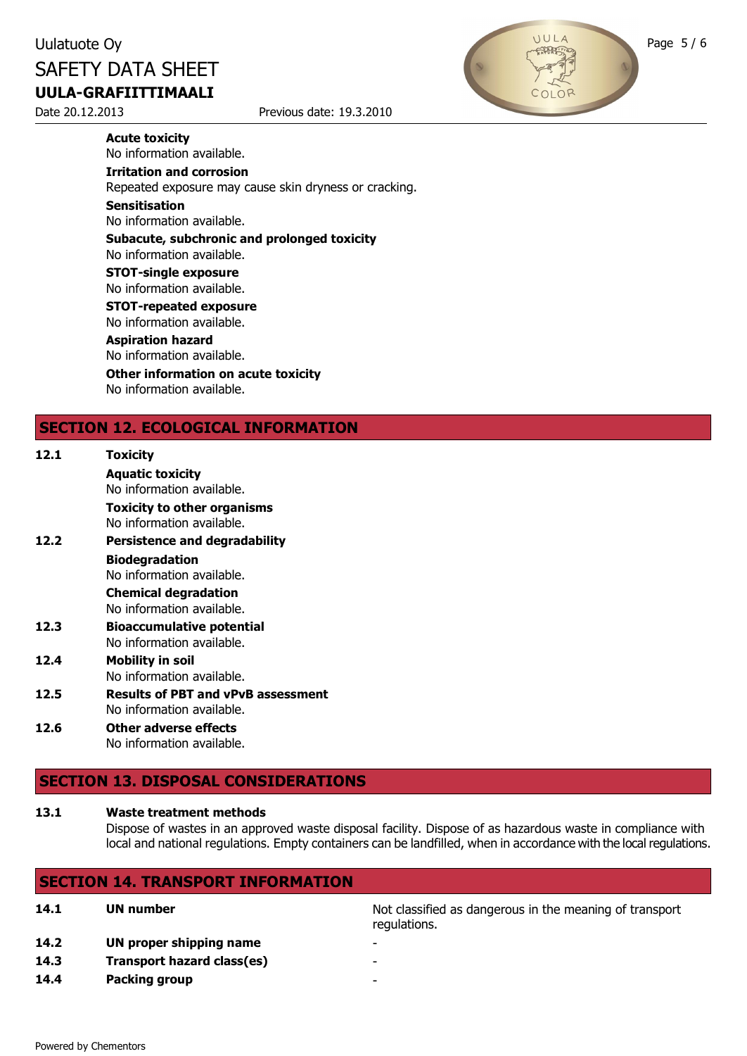**Acute toxicity**
No information available.

**Irritation and corrosion**
Repeated exposure may cause skin dryness or cracking.

**Sensitisation**
No information available.

**Subacute, subchronic and prolonged toxicity**
No information available.

**STOT-single exposure**
No information available.

**STOT-repeated exposure**
No information available.

**Aspiration hazard**
No information available.

**Other information on acute toxicity**
No information available.

## SECTION 12. ECOLOGICAL INFORMATION

**12.1 Toxicity**

**Aquatic toxicity**
No information available.

**Toxicity to other organisms**
No information available.

**12.2 Persistence and degradability**

**Biodegradation**
No information available.

**Chemical degradation**
No information available.

**12.3 Bioaccumulative potential**
No information available.

**12.4 Mobility in soil**
No information available.

**12.5 Results of PBT and vPvB assessment**
No information available.

**12.6 Other adverse effects**
No information available.

## SECTION 13. DISPOSAL CONSIDERATIONS

**13.1 Waste treatment methods**
Dispose of wastes in an approved waste disposal facility. Dispose of as hazardous waste in compliance with local and national regulations. Empty containers can be landfilled, when in accordance with the local regulations.

## SECTION 14. TRANSPORT INFORMATION

| | | |
|---|---|---|
| **14.1** | **UN number** | Not classified as dangerous in the meaning of transport regulations. |
| **14.2** | **UN proper shipping name** | - |
| **14.3** | **Transport hazard class(es)** | - |
| **14.4** | **Packing group** | - |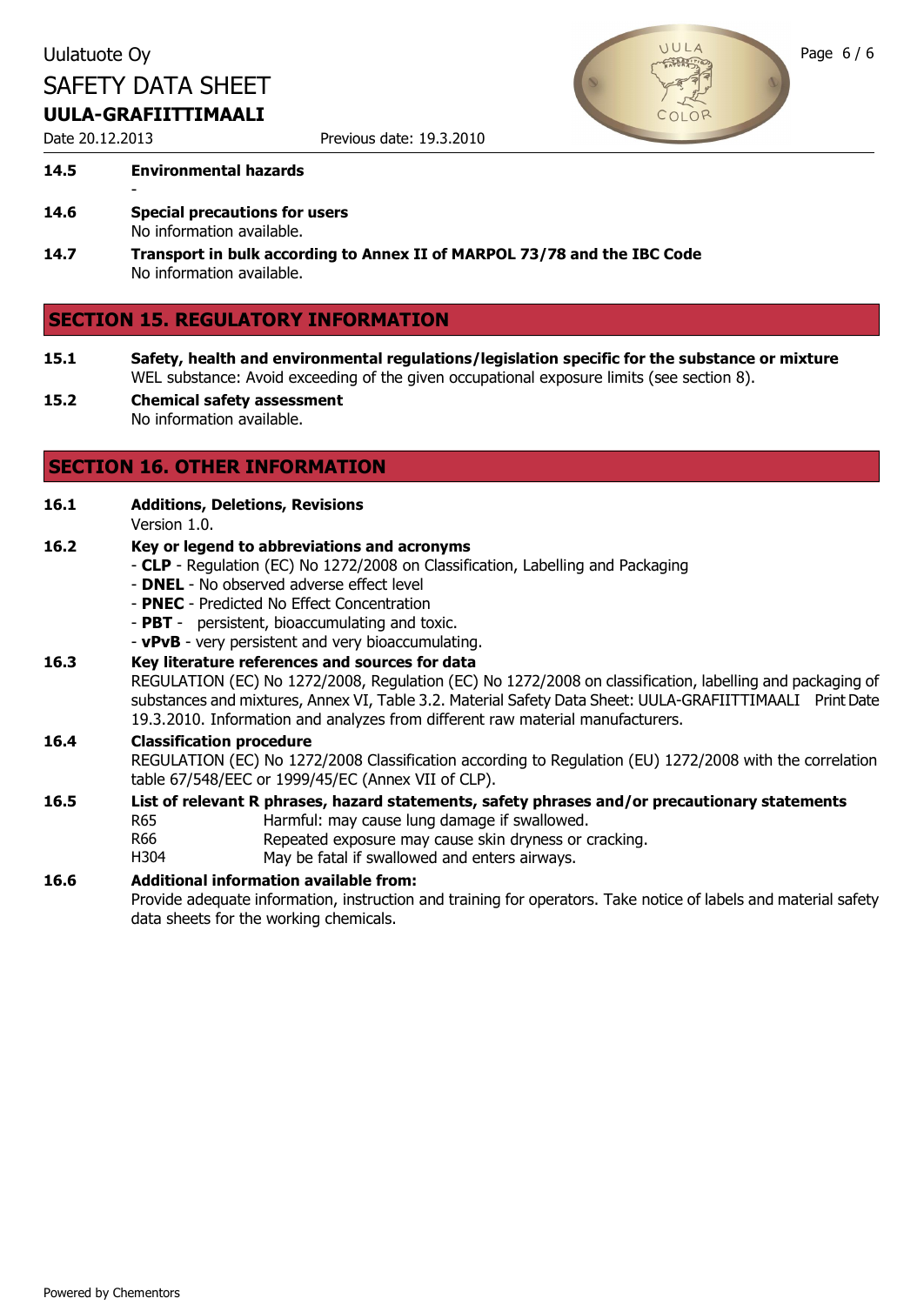**14.5 Environmental hazards**

-

**14.6 Special precautions for users**

No information available.

**14.7 Transport in bulk according to Annex II of MARPOL 73/78 and the IBC Code**

No information available.

## SECTION 15. REGULATORY INFORMATION

**15.1 Safety, health and environmental regulations/legislation specific for the substance or mixture**

WEL substance: Avoid exceeding of the given occupational exposure limits (see section 8).

**15.2 Chemical safety assessment**

No information available.

## SECTION 16. OTHER INFORMATION

**16.1 Additions, Deletions, Revisions**

Version 1.0.

**16.2 Key or legend to abbreviations and acronyms**

- **CLP** - Regulation (EC) No 1272/2008 on Classification, Labelling and Packaging
- **DNEL** - No observed adverse effect level
- **PNEC** - Predicted No Effect Concentration
- **PBT** - persistent, bioaccumulating and toxic.
- **vPvB** - very persistent and very bioaccumulating.

**16.3 Key literature references and sources for data**

REGULATION (EC) No 1272/2008, Regulation (EC) No 1272/2008 on classification, labelling and packaging of substances and mixtures, Annex VI, Table 3.2. Material Safety Data Sheet: UULA-GRAFIITTIMAALI Print Date 19.3.2010. Information and analyzes from different raw material manufacturers.

**16.4 Classification procedure**

REGULATION (EC) No 1272/2008 Classification according to Regulation (EU) 1272/2008 with the correlation table 67/548/EEC or 1999/45/EC (Annex VII of CLP).

**16.5 List of relevant R phrases, hazard statements, safety phrases and/or precautionary statements**

| | |
|---|---|
| R65 | Harmful: may cause lung damage if swallowed. |
| R66 | Repeated exposure may cause skin dryness or cracking. |
| H304 | May be fatal if swallowed and enters airways. |

**16.6 Additional information available from:**

Provide adequate information, instruction and training for operators. Take notice of labels and material safety data sheets for the working chemicals.